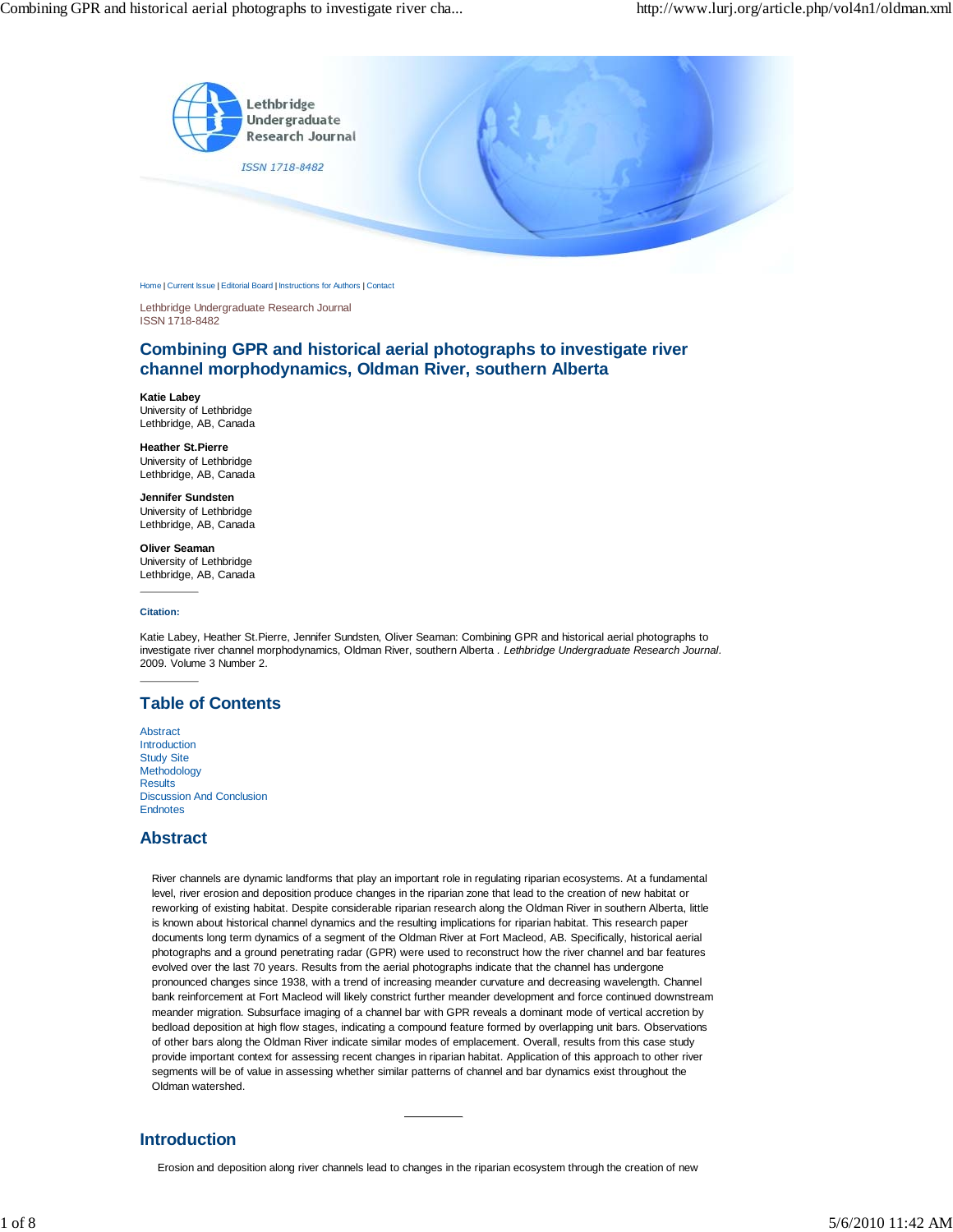Home | Current Issue | Editorial Board | Instructions for Authors | Contact

Lethbridge Undergraduate Research Journal
ISSN 1718-8482

# Combining GPR and historical aerial photographs to investigate river channel morphodynamics, Oldman River, southern Alberta

**Katie Labey**
University of Lethbridge
Lethbridge, AB, Canada

**Heather St.Pierre**
University of Lethbridge
Lethbridge, AB, Canada

**Jennifer Sundsten**
University of Lethbridge
Lethbridge, AB, Canada

**Oliver Seaman**
University of Lethbridge
Lethbridge, AB, Canada

---

**Citation:**

Katie Labey, Heather St.Pierre, Jennifer Sundsten, Oliver Seaman: Combining GPR and historical aerial photographs to investigate river channel morphodynamics, Oldman River, southern Alberta . *Lethbridge Undergraduate Research Journal*. 2009. Volume 3 Number 2.

---

## Table of Contents

- Abstract
- Introduction
- Study Site
- Methodology
- Results
- Discussion And Conclusion
- Endnotes

## Abstract

River channels are dynamic landforms that play an important role in regulating riparian ecosystems. At a fundamental level, river erosion and deposition produce changes in the riparian zone that lead to the creation of new habitat or reworking of existing habitat. Despite considerable riparian research along the Oldman River in southern Alberta, little is known about historical channel dynamics and the resulting implications for riparian habitat. This research paper documents long term dynamics of a segment of the Oldman River at Fort Macleod, AB. Specifically, historical aerial photographs and a ground penetrating radar (GPR) were used to reconstruct how the river channel and bar features evolved over the last 70 years. Results from the aerial photographs indicate that the channel has undergone pronounced changes since 1938, with a trend of increasing meander curvature and decreasing wavelength. Channel bank reinforcement at Fort Macleod will likely constrict further meander development and force continued downstream meander migration. Subsurface imaging of a channel bar with GPR reveals a dominant mode of vertical accretion by bedload deposition at high flow stages, indicating a compound feature formed by overlapping unit bars. Observations of other bars along the Oldman River indicate similar modes of emplacement. Overall, results from this case study provide important context for assessing recent changes in riparian habitat. Application of this approach to other river segments will be of value in assessing whether similar patterns of channel and bar dynamics exist throughout the Oldman watershed.

---

## Introduction

Erosion and deposition along river channels lead to changes in the riparian ecosystem through the creation of new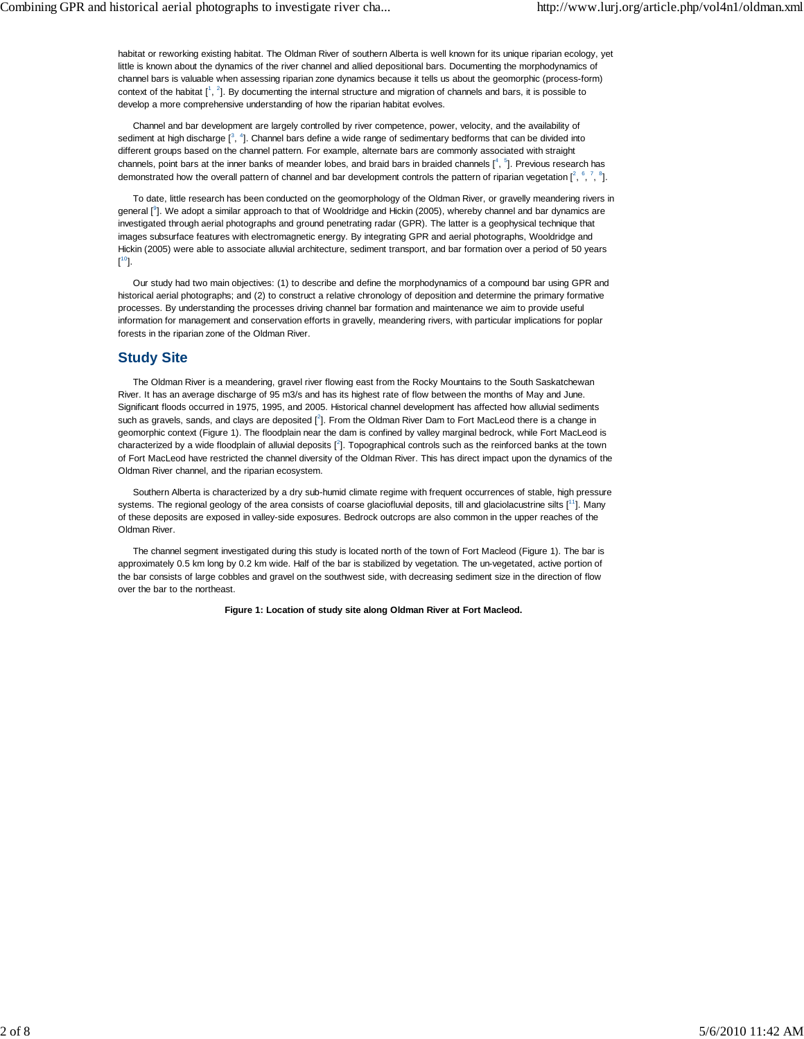habitat or reworking existing habitat. The Oldman River of southern Alberta is well known for its unique riparian ecology, yet little is known about the dynamics of the river channel and allied depositional bars. Documenting the morphodynamics of channel bars is valuable when assessing riparian zone dynamics because it tells us about the geomorphic (process-form) context of the habitat [1, 2]. By documenting the internal structure and migration of channels and bars, it is possible to develop a more comprehensive understanding of how the riparian habitat evolves.

Channel and bar development are largely controlled by river competence, power, velocity, and the availability of sediment at high discharge [3, 4]. Channel bars define a wide range of sedimentary bedforms that can be divided into different groups based on the channel pattern. For example, alternate bars are commonly associated with straight channels, point bars at the inner banks of meander lobes, and braid bars in braided channels [4, 5]. Previous research has demonstrated how the overall pattern of channel and bar development controls the pattern of riparian vegetation [2, 6, 7, 8].

To date, little research has been conducted on the geomorphology of the Oldman River, or gravelly meandering rivers in general [9]. We adopt a similar approach to that of Wooldridge and Hickin (2005), whereby channel and bar dynamics are investigated through aerial photographs and ground penetrating radar (GPR). The latter is a geophysical technique that images subsurface features with electromagnetic energy. By integrating GPR and aerial photographs, Wooldridge and Hickin (2005) were able to associate alluvial architecture, sediment transport, and bar formation over a period of 50 years [10].

Our study had two main objectives: (1) to describe and define the morphodynamics of a compound bar using GPR and historical aerial photographs; and (2) to construct a relative chronology of deposition and determine the primary formative processes. By understanding the processes driving channel bar formation and maintenance we aim to provide useful information for management and conservation efforts in gravelly, meandering rivers, with particular implications for poplar forests in the riparian zone of the Oldman River.

## Study Site

The Oldman River is a meandering, gravel river flowing east from the Rocky Mountains to the South Saskatchewan River. It has an average discharge of 95 m3/s and has its highest rate of flow between the months of May and June. Significant floods occurred in 1975, 1995, and 2005. Historical channel development has affected how alluvial sediments such as gravels, sands, and clays are deposited [2]. From the Oldman River Dam to Fort MacLeod there is a change in geomorphic context (Figure 1). The floodplain near the dam is confined by valley marginal bedrock, while Fort MacLeod is characterized by a wide floodplain of alluvial deposits [2]. Topographical controls such as the reinforced banks at the town of Fort MacLeod have restricted the channel diversity of the Oldman River. This has direct impact upon the dynamics of the Oldman River channel, and the riparian ecosystem.

Southern Alberta is characterized by a dry sub-humid climate regime with frequent occurrences of stable, high pressure systems. The regional geology of the area consists of coarse glaciofluvial deposits, till and glaciolacustrine silts [11]. Many of these deposits are exposed in valley-side exposures. Bedrock outcrops are also common in the upper reaches of the Oldman River.

The channel segment investigated during this study is located north of the town of Fort Macleod (Figure 1). The bar is approximately 0.5 km long by 0.2 km wide. Half of the bar is stabilized by vegetation. The un-vegetated, active portion of the bar consists of large cobbles and gravel on the southwest side, with decreasing sediment size in the direction of flow over the bar to the northeast.

**Figure 1: Location of study site along Oldman River at Fort Macleod.**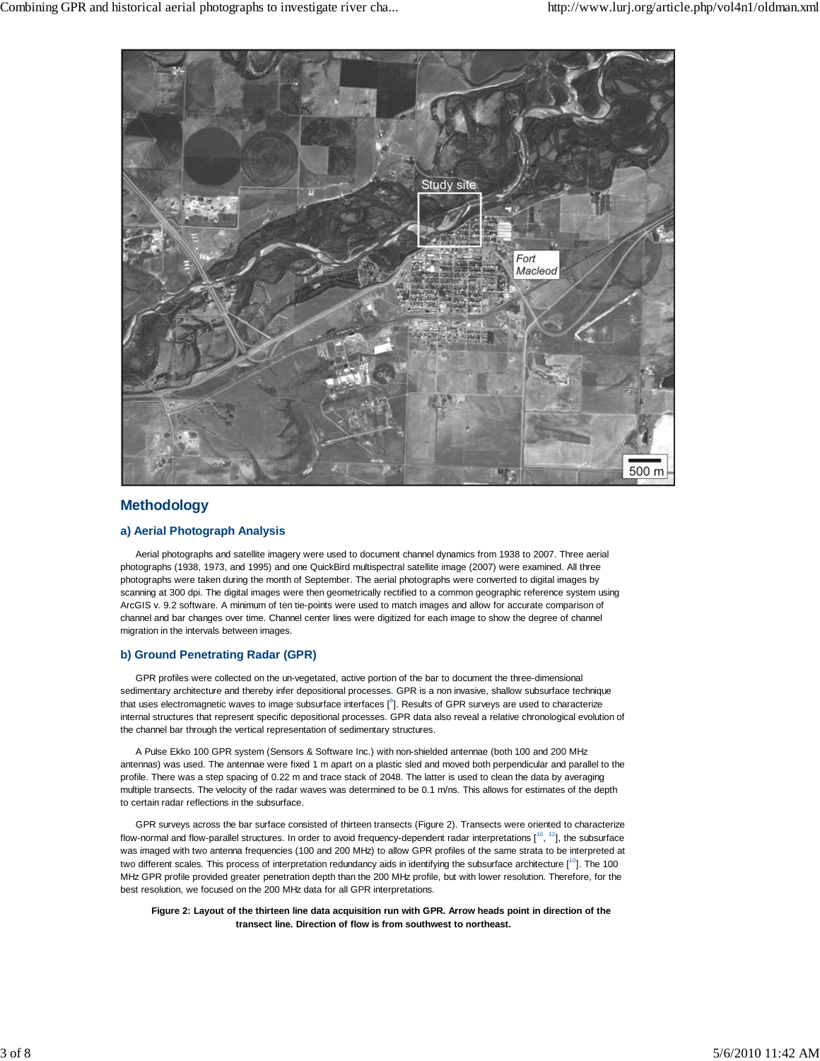## Methodology

### a) Aerial Photograph Analysis

Aerial photographs and satellite imagery were used to document channel dynamics from 1938 to 2007. Three aerial photographs (1938, 1973, and 1995) and one QuickBird multispectral satellite image (2007) were examined. All three photographs were taken during the month of September. The aerial photographs were converted to digital images by scanning at 300 dpi. The digital images were then geometrically rectified to a common geographic reference system using ArcGIS v. 9.2 software. A minimum of ten tie-points were used to match images and allow for accurate comparison of channel and bar changes over time. Channel center lines were digitized for each image to show the degree of channel migration in the intervals between images.

### b) Ground Penetrating Radar (GPR)

GPR profiles were collected on the un-vegetated, active portion of the bar to document the three-dimensional sedimentary architecture and thereby infer depositional processes. GPR is a non invasive, shallow subsurface technique that uses electromagnetic waves to image subsurface interfaces [9]. Results of GPR surveys are used to characterize internal structures that represent specific depositional processes. GPR data also reveal a relative chronological evolution of the channel bar through the vertical representation of sedimentary structures.

A Pulse Ekko 100 GPR system (Sensors & Software Inc.) with non-shielded antennae (both 100 and 200 MHz antennas) was used. The antennae were fixed 1 m apart on a plastic sled and moved both perpendicular and parallel to the profile. There was a step spacing of 0.22 m and trace stack of 2048. The latter is used to clean the data by averaging multiple transects. The velocity of the radar waves was determined to be 0.1 m/ns. This allows for estimates of the depth to certain radar reflections in the subsurface.

GPR surveys across the bar surface consisted of thirteen transects (Figure 2). Transects were oriented to characterize flow-normal and flow-parallel structures. In order to avoid frequency-dependent radar interpretations [10, 12], the subsurface was imaged with two antenna frequencies (100 and 200 MHz) to allow GPR profiles of the same strata to be interpreted at two different scales. This process of interpretation redundancy aids in identifying the subsurface architecture [10]. The 100 MHz GPR profile provided greater penetration depth than the 200 MHz profile, but with lower resolution. Therefore, for the best resolution, we focused on the 200 MHz data for all GPR interpretations.

**Figure 2: Layout of the thirteen line data acquisition run with GPR. Arrow heads point in direction of the transect line. Direction of flow is from southwest to northeast.**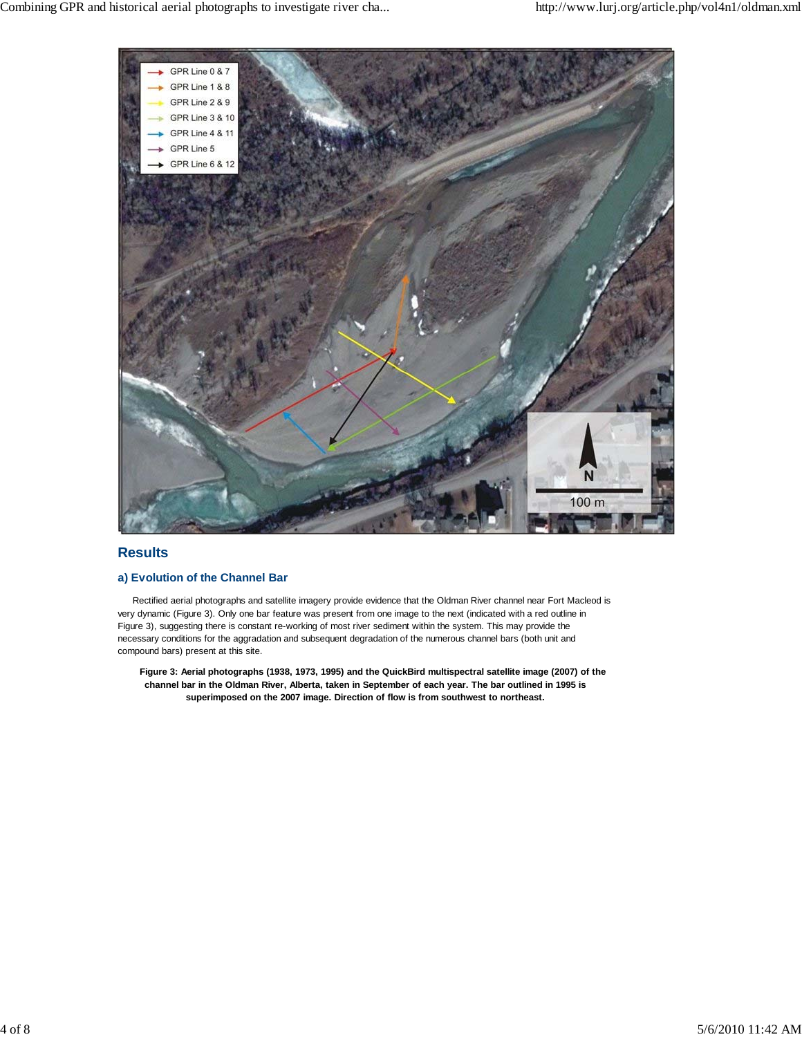## Results

### a) Evolution of the Channel Bar

Rectified aerial photographs and satellite imagery provide evidence that the Oldman River channel near Fort Macleod is very dynamic (Figure 3). Only one bar feature was present from one image to the next (indicated with a red outline in Figure 3), suggesting there is constant re-working of most river sediment within the system. This may provide the necessary conditions for the aggradation and subsequent degradation of the numerous channel bars (both unit and compound bars) present at this site.

**Figure 3: Aerial photographs (1938, 1973, 1995) and the QuickBird multispectral satellite image (2007) of the channel bar in the Oldman River, Alberta, taken in September of each year. The bar outlined in 1995 is superimposed on the 2007 image. Direction of flow is from southwest to northeast.**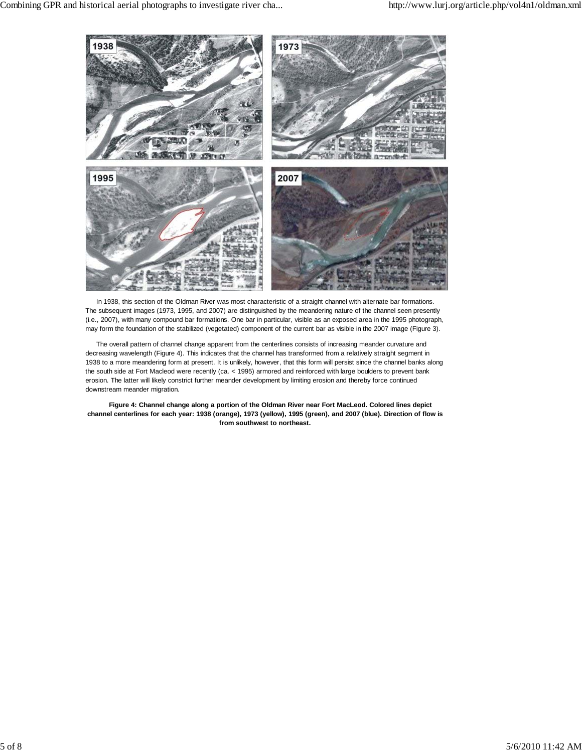In 1938, this section of the Oldman River was most characteristic of a straight channel with alternate bar formations. The subsequent images (1973, 1995, and 2007) are distinguished by the meandering nature of the channel seen presently (i.e., 2007), with many compound bar formations. One bar in particular, visible as an exposed area in the 1995 photograph, may form the foundation of the stabilized (vegetated) component of the current bar as visible in the 2007 image (Figure 3).

The overall pattern of channel change apparent from the centerlines consists of increasing meander curvature and decreasing wavelength (Figure 4). This indicates that the channel has transformed from a relatively straight segment in 1938 to a more meandering form at present. It is unlikely, however, that this form will persist since the channel banks along the south side at Fort Macleod were recently (ca. < 1995) armored and reinforced with large boulders to prevent bank erosion. The latter will likely constrict further meander development by limiting erosion and thereby force continued downstream meander migration.

**Figure 4: Channel change along a portion of the Oldman River near Fort MacLeod. Colored lines depict channel centerlines for each year: 1938 (orange), 1973 (yellow), 1995 (green), and 2007 (blue). Direction of flow is from southwest to northeast.**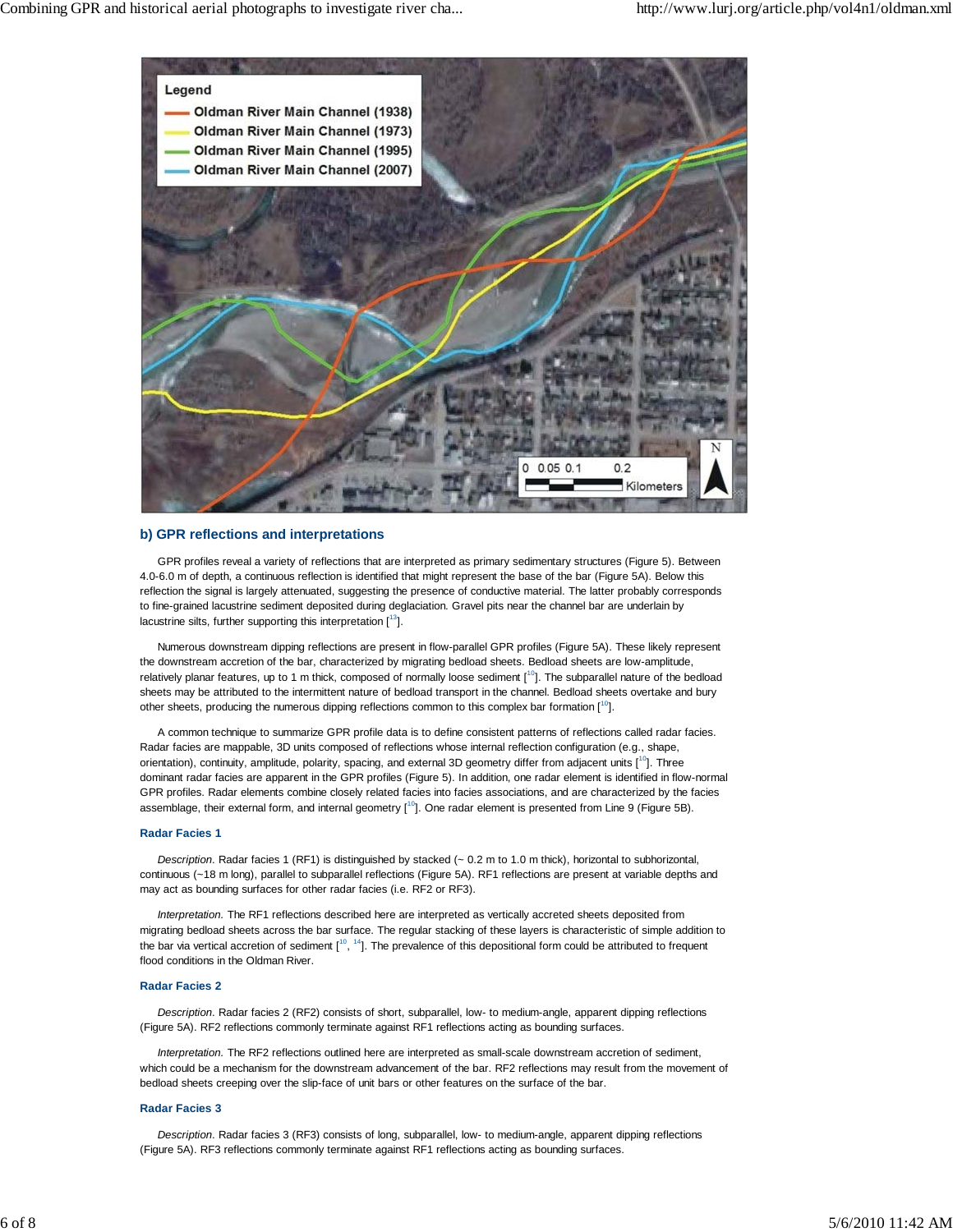## b) GPR reflections and interpretations

GPR profiles reveal a variety of reflections that are interpreted as primary sedimentary structures (Figure 5). Between 4.0-6.0 m of depth, a continuous reflection is identified that might represent the base of the bar (Figure 5A). Below this reflection the signal is largely attenuated, suggesting the presence of conductive material. The latter probably corresponds to fine-grained lacustrine sediment deposited during deglaciation. Gravel pits near the channel bar are underlain by lacustrine silts, further supporting this interpretation [13].

Numerous downstream dipping reflections are present in flow-parallel GPR profiles (Figure 5A). These likely represent the downstream accretion of the bar, characterized by migrating bedload sheets. Bedload sheets are low-amplitude, relatively planar features, up to 1 m thick, composed of normally loose sediment [10]. The subparallel nature of the bedload sheets may be attributed to the intermittent nature of bedload transport in the channel. Bedload sheets overtake and bury other sheets, producing the numerous dipping reflections common to this complex bar formation [10].

A common technique to summarize GPR profile data is to define consistent patterns of reflections called radar facies. Radar facies are mappable, 3D units composed of reflections whose internal reflection configuration (e.g., shape, orientation), continuity, amplitude, polarity, spacing, and external 3D geometry differ from adjacent units [10]. Three dominant radar facies are apparent in the GPR profiles (Figure 5). In addition, one radar element is identified in flow-normal GPR profiles. Radar elements combine closely related facies into facies associations, and are characterized by the facies assemblage, their external form, and internal geometry [10]. One radar element is presented from Line 9 (Figure 5B).

### Radar Facies 1

*Description*. Radar facies 1 (RF1) is distinguished by stacked (~ 0.2 m to 1.0 m thick), horizontal to subhorizontal, continuous (~18 m long), parallel to subparallel reflections (Figure 5A). RF1 reflections are present at variable depths and may act as bounding surfaces for other radar facies (i.e. RF2 or RF3).

*Interpretation.* The RF1 reflections described here are interpreted as vertically accreted sheets deposited from migrating bedload sheets across the bar surface. The regular stacking of these layers is characteristic of simple addition to the bar via vertical accretion of sediment [10, 14]. The prevalence of this depositional form could be attributed to frequent flood conditions in the Oldman River.

### Radar Facies 2

*Description*. Radar facies 2 (RF2) consists of short, subparallel, low- to medium-angle, apparent dipping reflections (Figure 5A). RF2 reflections commonly terminate against RF1 reflections acting as bounding surfaces.

*Interpretation.* The RF2 reflections outlined here are interpreted as small-scale downstream accretion of sediment, which could be a mechanism for the downstream advancement of the bar. RF2 reflections may result from the movement of bedload sheets creeping over the slip-face of unit bars or other features on the surface of the bar.

### Radar Facies 3

*Description*. Radar facies 3 (RF3) consists of long, subparallel, low- to medium-angle, apparent dipping reflections (Figure 5A). RF3 reflections commonly terminate against RF1 reflections acting as bounding surfaces.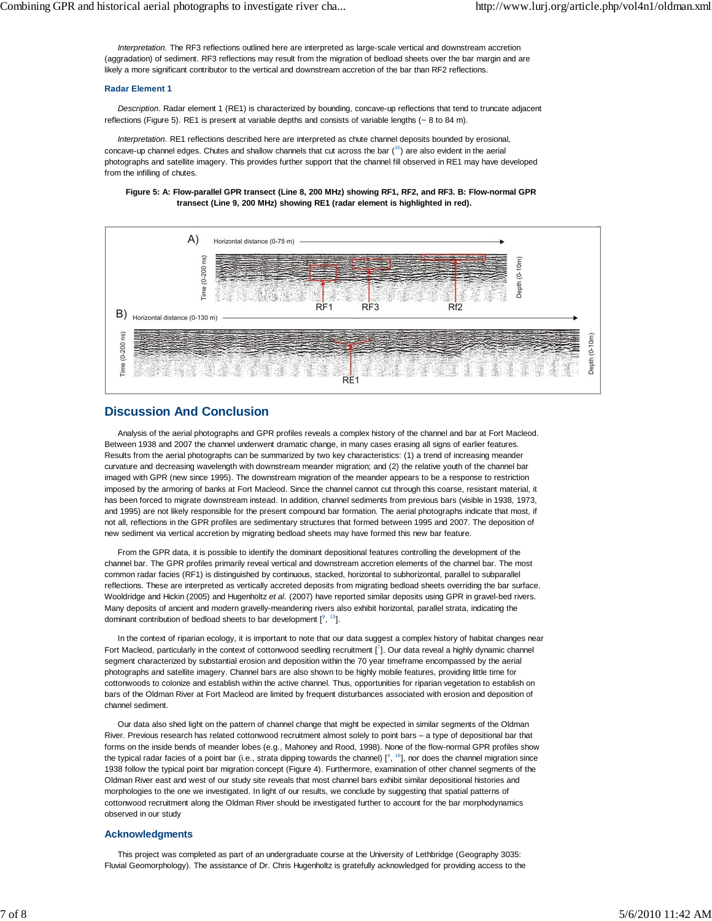*Interpretation.* The RF3 reflections outlined here are interpreted as large-scale vertical and downstream accretion (aggradation) of sediment. RF3 reflections may result from the migration of bedload sheets over the bar margin and are likely a more significant contributor to the vertical and downstream accretion of the bar than RF2 reflections.

### Radar Element 1

*Description*. Radar element 1 (RE1) is characterized by bounding, concave-up reflections that tend to truncate adjacent reflections (Figure 5). RE1 is present at variable depths and consists of variable lengths (~ 8 to 84 m).

*Interpretation.* RE1 reflections described here are interpreted as chute channel deposits bounded by erosional, concave-up channel edges. Chutes and shallow channels that cut across the bar ([10]) are also evident in the aerial photographs and satellite imagery. This provides further support that the channel fill observed in RE1 may have developed from the infilling of chutes.

**Figure 5: A: Flow-parallel GPR transect (Line 8, 200 MHz) showing RF1, RF2, and RF3. B: Flow-normal GPR transect (Line 9, 200 MHz) showing RE1 (radar element is highlighted in red).**

## Discussion And Conclusion

Analysis of the aerial photographs and GPR profiles reveals a complex history of the channel and bar at Fort Macleod. Between 1938 and 2007 the channel underwent dramatic change, in many cases erasing all signs of earlier features. Results from the aerial photographs can be summarized by two key characteristics: (1) a trend of increasing meander curvature and decreasing wavelength with downstream meander migration; and (2) the relative youth of the channel bar imaged with GPR (new since 1995). The downstream migration of the meander appears to be a response to restriction imposed by the armoring of banks at Fort Macleod. Since the channel cannot cut through this coarse, resistant material, it has been forced to migrate downstream instead. In addition, channel sediments from previous bars (visible in 1938, 1973, and 1995) are not likely responsible for the present compound bar formation. The aerial photographs indicate that most, if not all, reflections in the GPR profiles are sedimentary structures that formed between 1995 and 2007. The deposition of new sediment via vertical accretion by migrating bedload sheets may have formed this new bar feature.

From the GPR data, it is possible to identify the dominant depositional features controlling the development of the channel bar. The GPR profiles primarily reveal vertical and downstream accretion elements of the channel bar. The most common radar facies (RF1) is distinguished by continuous, stacked, horizontal to subhorizontal, parallel to subparallel reflections. These are interpreted as vertically accreted deposits from migrating bedload sheets overriding the bar surface. Wooldridge and Hickin (2005) and Hugenholtz *et al.* (2007) have reported similar deposits using GPR in gravel-bed rivers. Many deposits of ancient and modern gravelly-meandering rivers also exhibit horizontal, parallel strata, indicating the dominant contribution of bedload sheets to bar development [9, 15].

In the context of riparian ecology, it is important to note that our data suggest a complex history of habitat changes near Fort Macleod, particularly in the context of cottonwood seedling recruitment [7]. Our data reveal a highly dynamic channel segment characterized by substantial erosion and deposition within the 70 year timeframe encompassed by the aerial photographs and satellite imagery. Channel bars are also shown to be highly mobile features, providing little time for cottonwoods to colonize and establish within the active channel. Thus, opportunities for riparian vegetation to establish on bars of the Oldman River at Fort Macleod are limited by frequent disturbances associated with erosion and deposition of channel sediment.

Our data also shed light on the pattern of channel change that might be expected in similar segments of the Oldman River. Previous research has related cottonwood recruitment almost solely to point bars – a type of depositional bar that forms on the inside bends of meander lobes (e.g., Mahoney and Rood, 1998). None of the flow-normal GPR profiles show the typical radar facies of a point bar (i.e., strata dipping towards the channel) [4, 16], nor does the channel migration since 1938 follow the typical point bar migration concept (Figure 4). Furthermore, examination of other channel segments of the Oldman River east and west of our study site reveals that most channel bars exhibit similar depositional histories and morphologies to the one we investigated. In light of our results, we conclude by suggesting that spatial patterns of cottonwood recruitment along the Oldman River should be investigated further to account for the bar morphodynamics observed in our study

### Acknowledgments

This project was completed as part of an undergraduate course at the University of Lethbridge (Geography 3035: Fluvial Geomorphology). The assistance of Dr. Chris Hugenholtz is gratefully acknowledged for providing access to the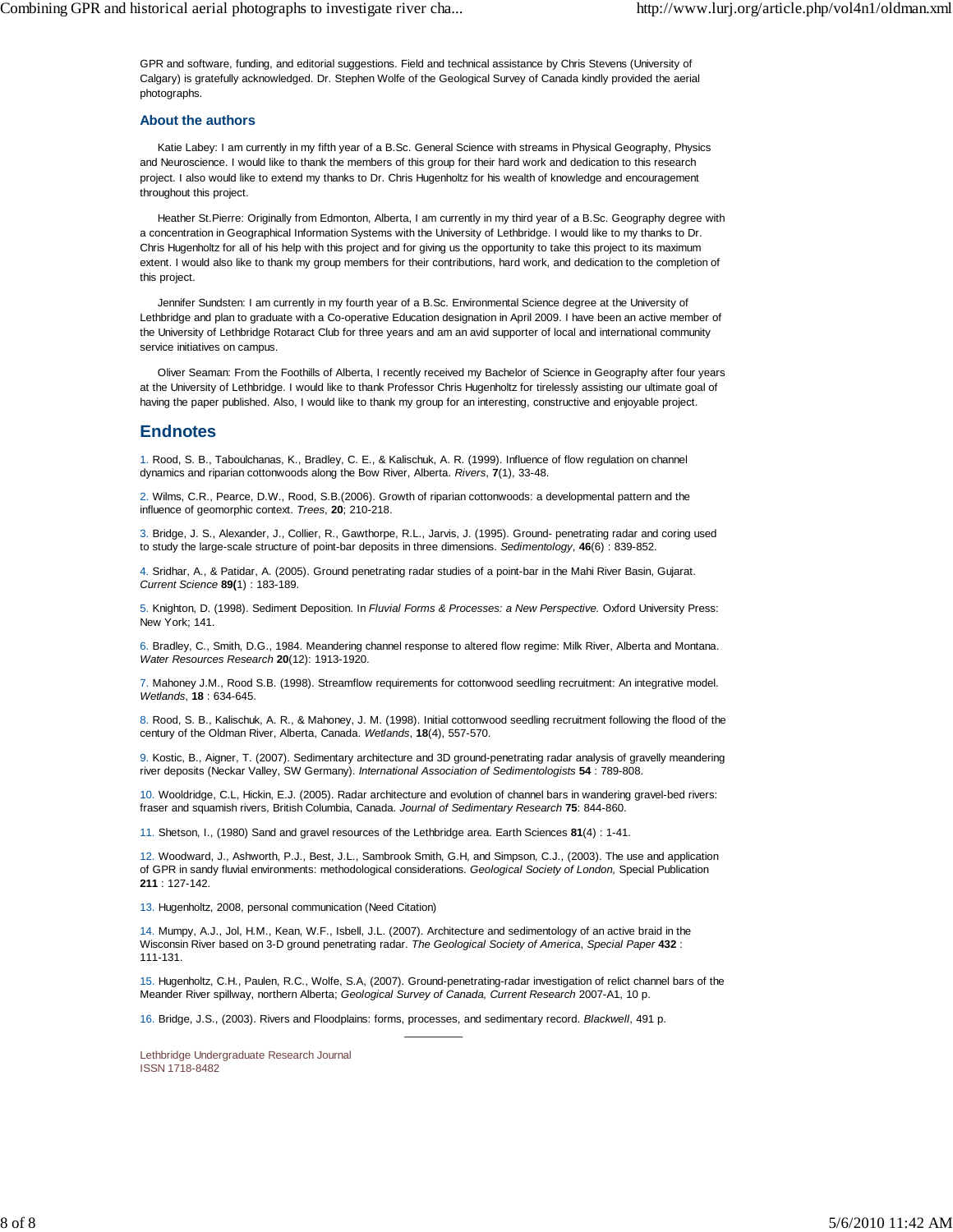GPR and software, funding, and editorial suggestions. Field and technical assistance by Chris Stevens (University of Calgary) is gratefully acknowledged. Dr. Stephen Wolfe of the Geological Survey of Canada kindly provided the aerial photographs.

### About the authors

Katie Labey: I am currently in my fifth year of a B.Sc. General Science with streams in Physical Geography, Physics and Neuroscience. I would like to thank the members of this group for their hard work and dedication to this research project. I also would like to extend my thanks to Dr. Chris Hugenholtz for his wealth of knowledge and encouragement throughout this project.

Heather St.Pierre: Originally from Edmonton, Alberta, I am currently in my third year of a B.Sc. Geography degree with a concentration in Geographical Information Systems with the University of Lethbridge. I would like to my thanks to Dr. Chris Hugenholtz for all of his help with this project and for giving us the opportunity to take this project to its maximum extent. I would also like to thank my group members for their contributions, hard work, and dedication to the completion of this project.

Jennifer Sundsten: I am currently in my fourth year of a B.Sc. Environmental Science degree at the University of Lethbridge and plan to graduate with a Co-operative Education designation in April 2009. I have been an active member of the University of Lethbridge Rotaract Club for three years and am an avid supporter of local and international community service initiatives on campus.

Oliver Seaman: From the Foothills of Alberta, I recently received my Bachelor of Science in Geography after four years at the University of Lethbridge. I would like to thank Professor Chris Hugenholtz for tirelessly assisting our ultimate goal of having the paper published. Also, I would like to thank my group for an interesting, constructive and enjoyable project.

## Endnotes

1. Rood, S. B., Taboulchanas, K., Bradley, C. E., & Kalischuk, A. R. (1999). Influence of flow regulation on channel dynamics and riparian cottonwoods along the Bow River, Alberta. *Rivers*, **7**(1), 33-48.

2. Wilms, C.R., Pearce, D.W., Rood, S.B.(2006). Growth of riparian cottonwoods: a developmental pattern and the influence of geomorphic context. *Trees*, **20**; 210-218.

3. Bridge, J. S., Alexander, J., Collier, R., Gawthorpe, R.L., Jarvis, J. (1995). Ground- penetrating radar and coring used to study the large-scale structure of point-bar deposits in three dimensions. *Sedimentology*, **46**(6) : 839-852.

4. Sridhar, A., & Patidar, A. (2005). Ground penetrating radar studies of a point-bar in the Mahi River Basin, Gujarat. *Current Science* **89(**1) : 183-189.

5. Knighton, D. (1998). Sediment Deposition. In *Fluvial Forms & Processes: a New Perspective.* Oxford University Press: New York; 141.

6. Bradley, C., Smith, D.G., 1984. Meandering channel response to altered flow regime: Milk River, Alberta and Montana. *Water Resources Research* **20**(12): 1913-1920.

7. Mahoney J.M., Rood S.B. (1998). Streamflow requirements for cottonwood seedling recruitment: An integrative model. *Wetlands*, **18** : 634-645.

8. Rood, S. B., Kalischuk, A. R., & Mahoney, J. M. (1998). Initial cottonwood seedling recruitment following the flood of the century of the Oldman River, Alberta, Canada. *Wetlands*, **18**(4), 557-570.

9. Kostic, B., Aigner, T. (2007). Sedimentary architecture and 3D ground-penetrating radar analysis of gravelly meandering river deposits (Neckar Valley, SW Germany). *International Association of Sedimentologists* **54** : 789-808.

10. Wooldridge, C.L, Hickin, E.J. (2005). Radar architecture and evolution of channel bars in wandering gravel-bed rivers: fraser and squamish rivers, British Columbia, Canada. *Journal of Sedimentary Research* **75**: 844-860.

11. Shetson, I., (1980) Sand and gravel resources of the Lethbridge area. Earth Sciences **81**(4) : 1-41.

12. Woodward, J., Ashworth, P.J., Best, J.L., Sambrook Smith, G.H, and Simpson, C.J., (2003). The use and application of GPR in sandy fluvial environments: methodological considerations. *Geological Society of London,* Special Publication **211** : 127-142.

13. Hugenholtz, 2008, personal communication (Need Citation)

14. Mumpy, A.J., Jol, H.M., Kean, W.F., Isbell, J.L. (2007). Architecture and sedimentology of an active braid in the Wisconsin River based on 3-D ground penetrating radar. *The Geological Society of America*, *Special Paper* **432** : 111-131.

15. Hugenholtz, C.H., Paulen, R.C., Wolfe, S.A, (2007). Ground-penetrating-radar investigation of relict channel bars of the Meander River spillway, northern Alberta; *Geological Survey of Canada, Current Research* 2007-A1, 10 p.

16. Bridge, J.S., (2003). Rivers and Floodplains: forms, processes, and sedimentary record. *Blackwell*, 491 p.

---

Lethbridge Undergraduate Research Journal
ISSN 1718-8482